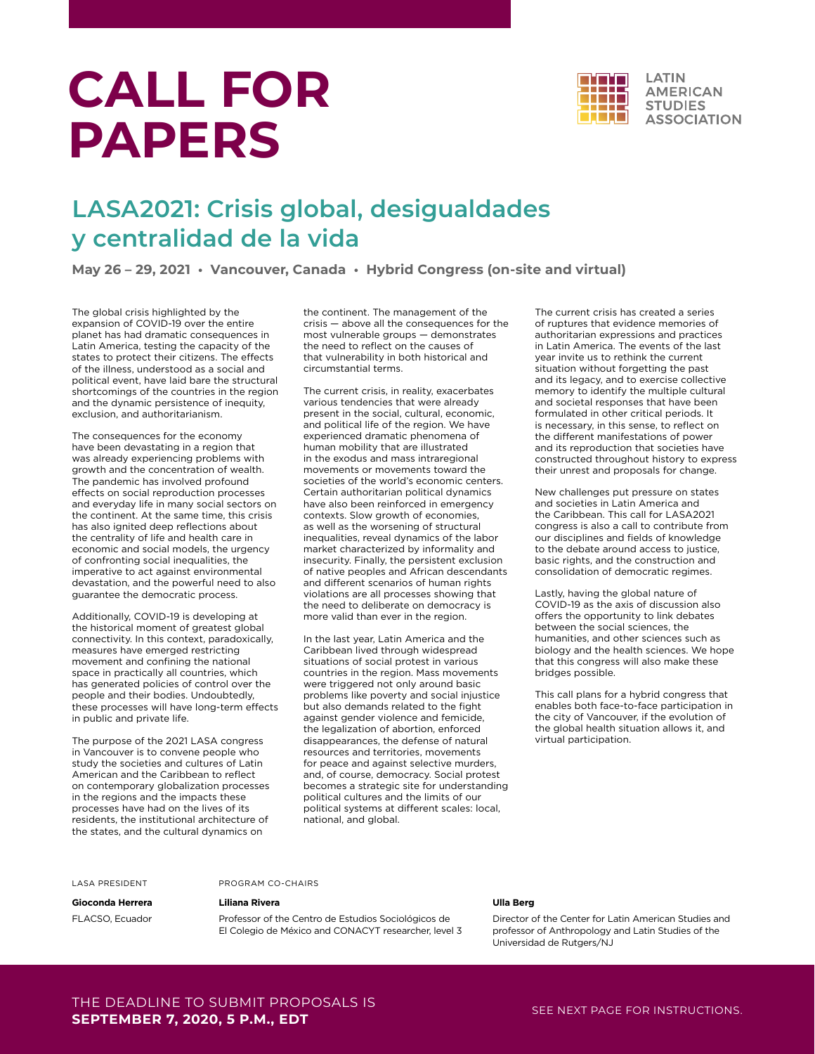# CALL FOR PAPERS

LATIN AMERICAN STUDIES ASSOCIATION

## LASA2021: Crisis global, desigualdades y centralidad de la vida

**May 26 – 29, 2021 • Vancouver, Canada • Hybrid Congress (on-site and virtual)**

The global crisis highlighted by the expansion of COVID-19 over the entire planet has had dramatic consequences in Latin America, testing the capacity of the states to protect their citizens. The effects of the illness, understood as a social and political event, have laid bare the structural shortcomings of the countries in the region and the dynamic persistence of inequity, exclusion, and authoritarianism.

The consequences for the economy have been devastating in a region that was already experiencing problems with growth and the concentration of wealth. The pandemic has involved profound effects on social reproduction processes and everyday life in many social sectors on the continent. At the same time, this crisis has also ignited deep reflections about the centrality of life and health care in economic and social models, the urgency of confronting social inequalities, the imperative to act against environmental devastation, and the powerful need to also guarantee the democratic process.

Additionally, COVID-19 is developing at the historical moment of greatest global connectivity. In this context, paradoxically, measures have emerged restricting movement and confining the national space in practically all countries, which has generated policies of control over the people and their bodies. Undoubtedly, these processes will have long-term effects in public and private life.

The purpose of the 2021 LASA congress in Vancouver is to convene people who study the societies and cultures of Latin American and the Caribbean to reflect on contemporary globalization processes in the regions and the impacts these processes have had on the lives of its residents, the institutional architecture of the states, and the cultural dynamics on the continent. The management of the crisis — above all the consequences for the most vulnerable groups — demonstrates the need to reflect on the causes of that vulnerability in both historical and circumstantial terms.

The current crisis, in reality, exacerbates various tendencies that were already present in the social, cultural, economic, and political life of the region. We have experienced dramatic phenomena of human mobility that are illustrated in the exodus and mass intraregional movements or movements toward the societies of the world's economic centers. Certain authoritarian political dynamics have also been reinforced in emergency contexts. Slow growth of economies, as well as the worsening of structural inequalities, reveal dynamics of the labor market characterized by informality and insecurity. Finally, the persistent exclusion of native peoples and African descendants and different scenarios of human rights violations are all processes showing that the need to deliberate on democracy is more valid than ever in the region.

In the last year, Latin America and the Caribbean lived through widespread situations of social protest in various countries in the region. Mass movements were triggered not only around basic problems like poverty and social injustice but also demands related to the fight against gender violence and femicide, the legalization of abortion, enforced disappearances, the defense of natural resources and territories, movements for peace and against selective murders, and, of course, democracy. Social protest becomes a strategic site for understanding political cultures and the limits of our political systems at different scales: local, national, and global.

The current crisis has created a series of ruptures that evidence memories of authoritarian expressions and practices in Latin America. The events of the last year invite us to rethink the current situation without forgetting the past and its legacy, and to exercise collective memory to identify the multiple cultural and societal responses that have been formulated in other critical periods. It is necessary, in this sense, to reflect on the different manifestations of power and its reproduction that societies have constructed throughout history to express their unrest and proposals for change.

New challenges put pressure on states and societies in Latin America and the Caribbean. This call for LASA2021 congress is also a call to contribute from our disciplines and fields of knowledge to the debate around access to justice, basic rights, and the construction and consolidation of democratic regimes.

Lastly, having the global nature of COVID-19 as the axis of discussion also offers the opportunity to link debates between the social sciences, the humanities, and other sciences such as biology and the health sciences. We hope that this congress will also make these bridges possible.

This call plans for a hybrid congress that enables both face-to-face participation in the city of Vancouver, if the evolution of the global health situation allows it, and virtual participation.

LASA PRESIDENT

**Gioconda Herrera**
FLACSO, Ecuador

PROGRAM CO-CHAIRS

**Liliana Rivera**
Professor of the Centro de Estudios Sociológicos de El Colegio de México and CONACYT researcher, level 3

**Ulla Berg**
Director of the Center for Latin American Studies and professor of Anthropology and Latin Studies of the Universidad de Rutgers/NJ

THE DEADLINE TO SUBMIT PROPOSALS IS
**SEPTEMBER 7, 2020, 5 P.M., EDT**

SEE NEXT PAGE FOR INSTRUCTIONS.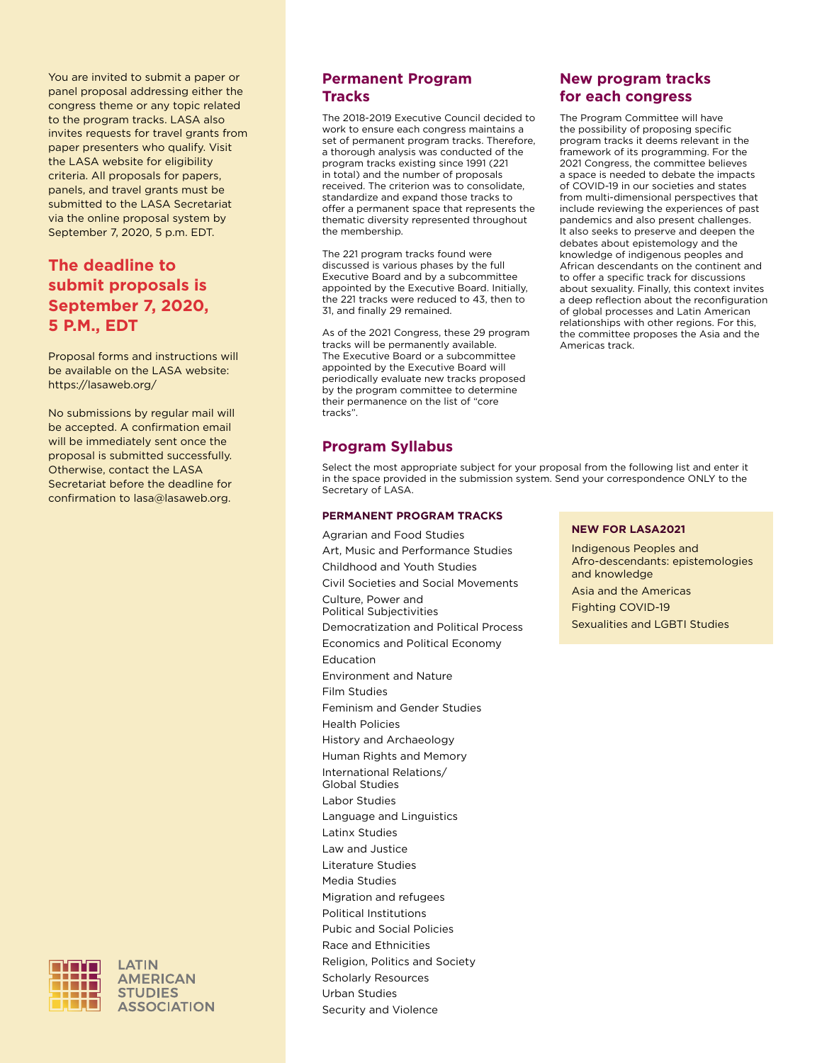You are invited to submit a paper or panel proposal addressing either the congress theme or any topic related to the program tracks. LASA also invites requests for travel grants from paper presenters who qualify. Visit the LASA website for eligibility criteria. All proposals for papers, panels, and travel grants must be submitted to the LASA Secretariat via the online proposal system by September 7, 2020, 5 p.m. EDT.

## The deadline to submit proposals is September 7, 2020, 5 P.M., EDT

Proposal forms and instructions will be available on the LASA website: https://lasaweb.org/

No submissions by regular mail will be accepted. A confirmation email will be immediately sent once the proposal is submitted successfully. Otherwise, contact the LASA Secretariat before the deadline for confirmation to lasa@lasaweb.org.

## Permanent Program Tracks

The 2018-2019 Executive Council decided to work to ensure each congress maintains a set of permanent program tracks. Therefore, a thorough analysis was conducted of the program tracks existing since 1991 (221 in total) and the number of proposals received. The criterion was to consolidate, standardize and expand those tracks to offer a permanent space that represents the thematic diversity represented throughout the membership.

The 221 program tracks found were discussed is various phases by the full Executive Board and by a subcommittee appointed by the Executive Board. Initially, the 221 tracks were reduced to 43, then to 31, and finally 29 remained.

As of the 2021 Congress, these 29 program tracks will be permanently available. The Executive Board or a subcommittee appointed by the Executive Board will periodically evaluate new tracks proposed by the program committee to determine their permanence on the list of "core tracks".

## New program tracks for each congress

The Program Committee will have the possibility of proposing specific program tracks it deems relevant in the framework of its programming. For the 2021 Congress, the committee believes a space is needed to debate the impacts of COVID-19 in our societies and states from multi-dimensional perspectives that include reviewing the experiences of past pandemics and also present challenges. It also seeks to preserve and deepen the debates about epistemology and the knowledge of indigenous peoples and African descendants on the continent and to offer a specific track for discussions about sexuality. Finally, this context invites a deep reflection about the reconfiguration of global processes and Latin American relationships with other regions. For this, the committee proposes the Asia and the Americas track.

## Program Syllabus

Select the most appropriate subject for your proposal from the following list and enter it in the space provided in the submission system. Send your correspondence ONLY to the Secretary of LASA.

### PERMANENT PROGRAM TRACKS

- Agrarian and Food Studies
- Art, Music and Performance Studies
- Childhood and Youth Studies
- Civil Societies and Social Movements
- Culture, Power and Political Subjectivities
- Democratization and Political Process
- Economics and Political Economy
- Education
- Environment and Nature
- Film Studies
- Feminism and Gender Studies
- Health Policies
- History and Archaeology
- Human Rights and Memory
- International Relations/ Global Studies
- Labor Studies
- Language and Linguistics
- Latinx Studies
- Law and Justice
- Literature Studies
- Media Studies
- Migration and refugees
- Political Institutions
- Pubic and Social Policies
- Race and Ethnicities
- Religion, Politics and Society
- Scholarly Resources
- Urban Studies
- Security and Violence

### NEW FOR LASA2021

- Indigenous Peoples and Afro-descendants: epistemologies and knowledge
- Asia and the Americas
- Fighting COVID-19
- Sexualities and LGBTI Studies

LATIN AMERICAN STUDIES ASSOCIATION